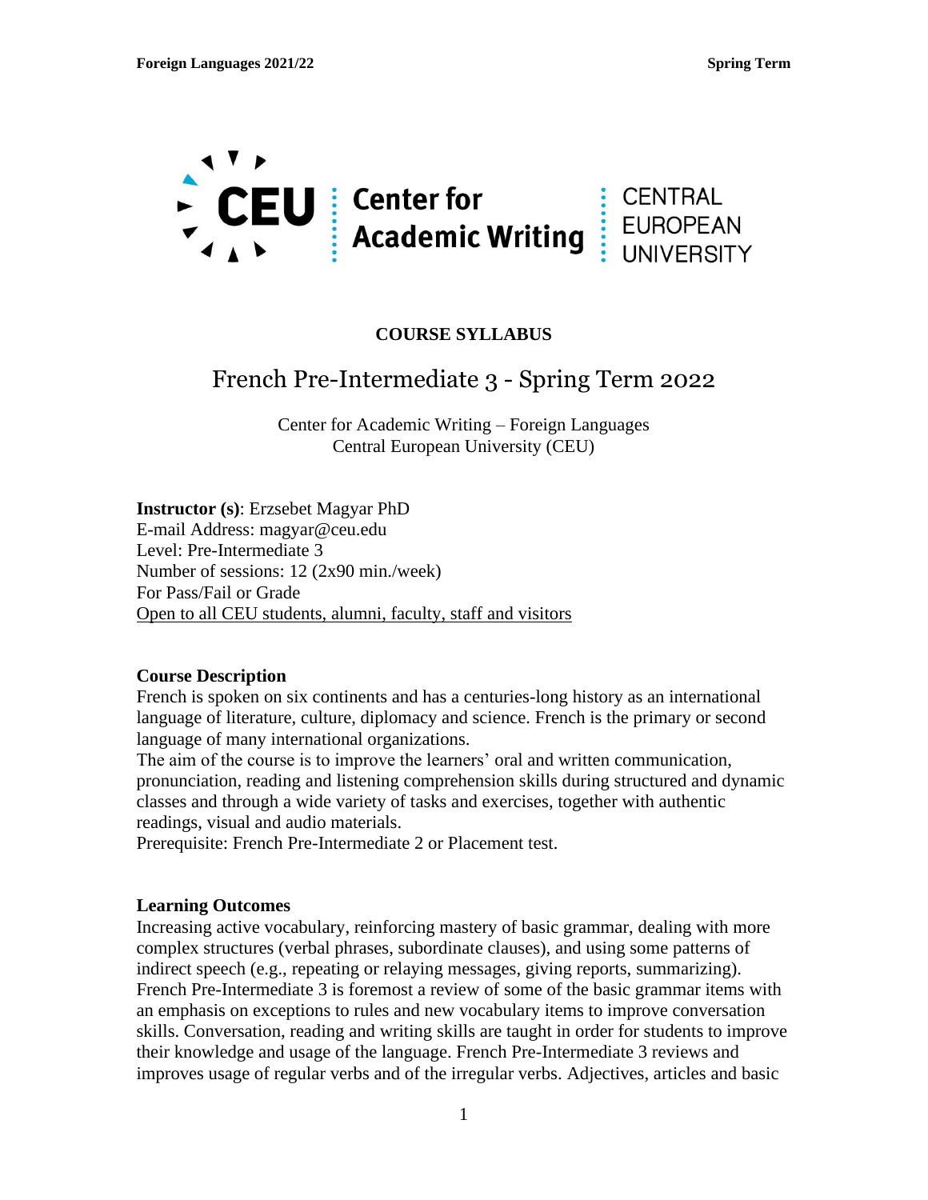**COURSE SYLLABUS**

# French Pre-Intermediate 3 - Spring Term 2022

Center for Academic Writing – Foreign Languages
Central European University (CEU)

**Instructor (s)**: Erzsebet Magyar PhD
E-mail Address: magyar@ceu.edu
Level: Pre-Intermediate 3
Number of sessions: 12 (2x90 min./week)
For Pass/Fail or Grade
Open to all CEU students, alumni, faculty, staff and visitors

## Course Description

French is spoken on six continents and has a centuries-long history as an international language of literature, culture, diplomacy and science. French is the primary or second language of many international organizations.
The aim of the course is to improve the learners' oral and written communication, pronunciation, reading and listening comprehension skills during structured and dynamic classes and through a wide variety of tasks and exercises, together with authentic readings, visual and audio materials.
Prerequisite: French Pre-Intermediate 2 or Placement test.

## Learning Outcomes

Increasing active vocabulary, reinforcing mastery of basic grammar, dealing with more complex structures (verbal phrases, subordinate clauses), and using some patterns of indirect speech (e.g., repeating or relaying messages, giving reports, summarizing). French Pre-Intermediate 3 is foremost a review of some of the basic grammar items with an emphasis on exceptions to rules and new vocabulary items to improve conversation skills. Conversation, reading and writing skills are taught in order for students to improve their knowledge and usage of the language. French Pre-Intermediate 3 reviews and improves usage of regular verbs and of the irregular verbs. Adjectives, articles and basic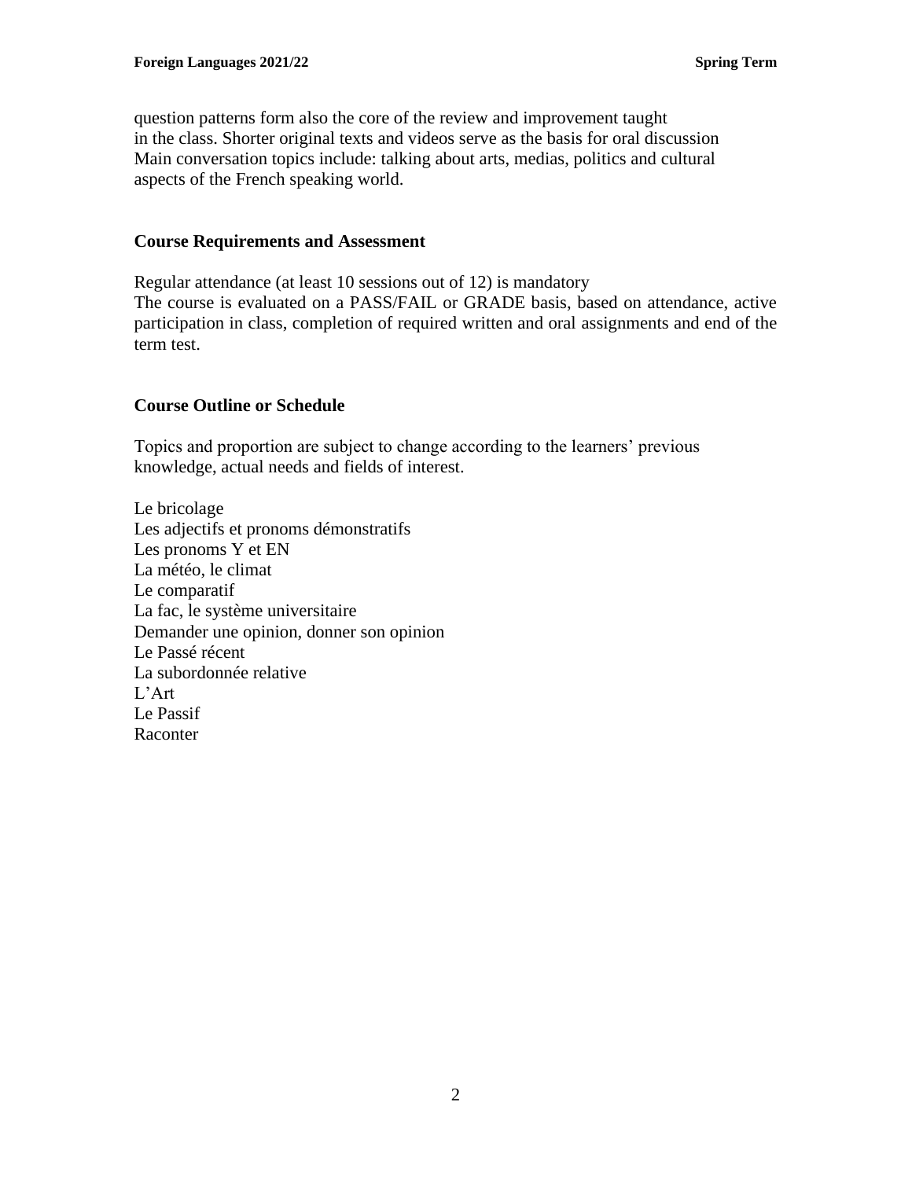question patterns form also the core of the review and improvement taught
in the class. Shorter original texts and videos serve as the basis for oral discussion
Main conversation topics include: talking about arts, medias, politics and cultural
aspects of the French speaking world.

### Course Requirements and Assessment

Regular attendance (at least 10 sessions out of 12) is mandatory
The course is evaluated on a PASS/FAIL or GRADE basis, based on attendance, active participation in class, completion of required written and oral assignments and end of the term test.

### Course Outline or Schedule

Topics and proportion are subject to change according to the learners' previous knowledge, actual needs and fields of interest.

Le bricolage
Les adjectifs et pronoms démonstratifs
Les pronoms Y et EN
La météo, le climat
Le comparatif
La fac, le système universitaire
Demander une opinion, donner son opinion
Le Passé récent
La subordonnée relative
L'Art
Le Passif
Raconter